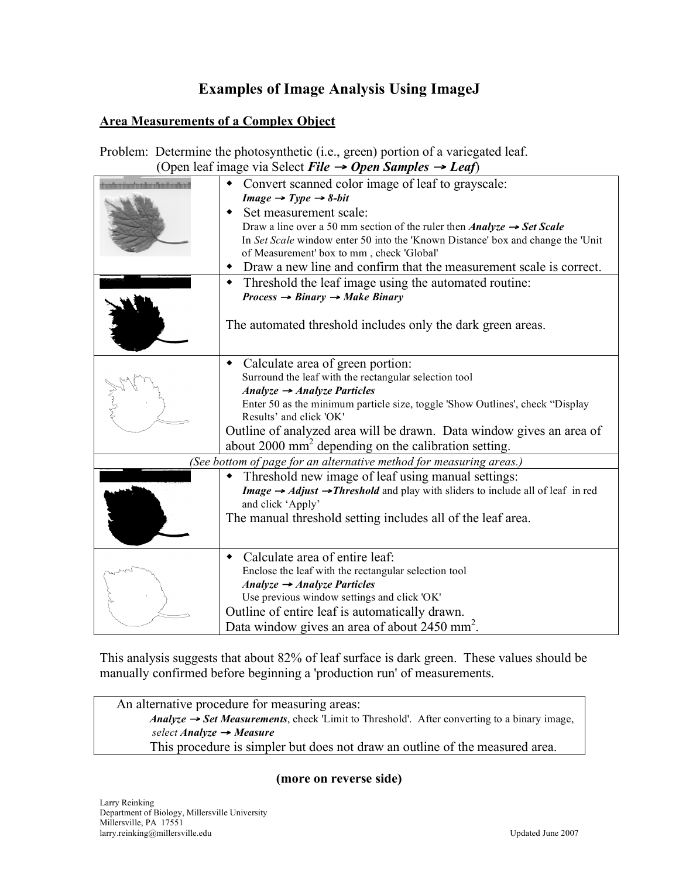# Examples of Image Analysis Using ImageJ

## Area Measurements of a Complex Object

Problem: Determine the photosynthetic (i.e., green) portion of a variegated leaf.
(Open leaf image via Select ***File → Open Samples → Leaf***)

| | |
|---|---|
| | ◆ Convert scanned color image of leaf to grayscale:<br>***Image → Type → 8-bit***<br>◆ Set measurement scale:<br>Draw a line over a 50 mm section of the ruler then ***Analyze → Set Scale***<br>In *Set Scale* window enter 50 into the 'Known Distance' box and change the 'Unit of Measurement' box to mm , check 'Global'<br>◆ Draw a new line and confirm that the measurement scale is correct. |
| | ◆ Threshold the leaf image using the automated routine:<br>***Process → Binary → Make Binary***<br><br>The automated threshold includes only the dark green areas. |
| | ◆ Calculate area of green portion:<br>Surround the leaf with the rectangular selection tool<br>***Analyze → Analyze Particles***<br>Enter 50 as the minimum particle size, toggle 'Show Outlines', check "Display Results' and click 'OK'<br>Outline of analyzed area will be drawn. Data window gives an area of about 2000 $mm^2$ depending on the calibration setting. |
| *(See bottom of page for an alternative method for measuring areas.)* | |
| | ◆ Threshold new image of leaf using manual settings:<br>***Image → Adjust → Threshold*** and play with sliders to include all of leaf in red and click 'Apply'<br>The manual threshold setting includes all of the leaf area. |
| | ◆ Calculate area of entire leaf:<br>Enclose the leaf with the rectangular selection tool<br>***Analyze → Analyze Particles***<br>Use previous window settings and click 'OK'<br>Outline of entire leaf is automatically drawn.<br>Data window gives an area of about 2450 $mm^2$. |

This analysis suggests that about 82% of leaf surface is dark green. These values should be manually confirmed before beginning a 'production run' of measurements.

| An alternative procedure for measuring areas: |
|---|
| ***Analyze → Set Measurements***, check 'Limit to Threshold'. After converting to a binary image, *select* ***Analyze → Measure***<br>This procedure is simpler but does not draw an outline of the measured area. |

**(more on reverse side)**

Larry Reinking
Department of Biology, Millersville University
Millersville, PA 17551
larry.reinking@millersville.edu

Updated June 2007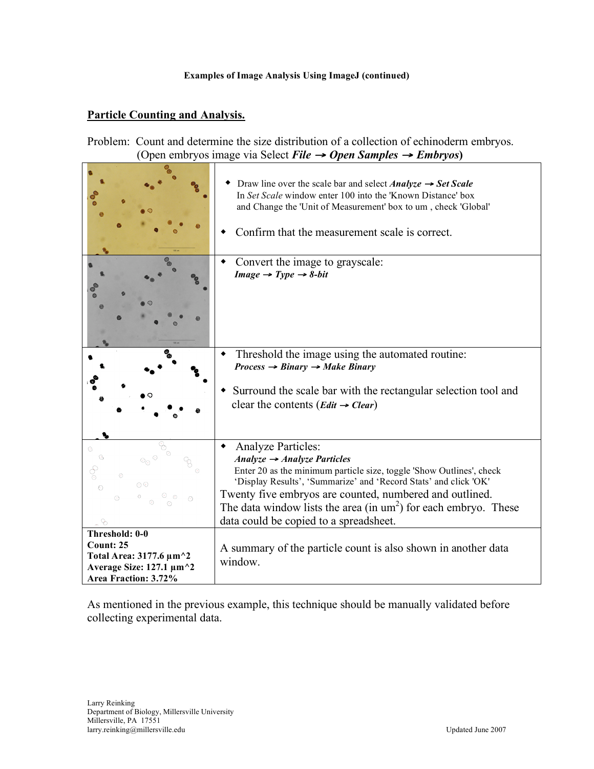**Examples of Image Analysis Using ImageJ (continued)**

## Particle Counting and Analysis.

Problem: Count and determine the size distribution of a collection of echinoderm embryos. (Open embryos image via Select ***File → Open Samples → Embryos***)

| | |
|---|---|
| | • Draw line over the scale bar and select ***Analyze → Set Scale*** In *Set Scale* window enter 100 into the 'Known Distance' box and Change the 'Unit of Measurement' box to um , check 'Global'<br>• Confirm that the measurement scale is correct. |
| | • Convert the image to grayscale: ***Image → Type → 8-bit*** |
| | • Threshold the image using the automated routine: ***Process → Binary → Make Binary***<br>• Surround the scale bar with the rectangular selection tool and clear the contents (***Edit → Clear***) |
| | • Analyze Particles: ***Analyze → Analyze Particles*** Enter 20 as the minimum particle size, toggle 'Show Outlines', check 'Display Results', 'Summarize' and 'Record Stats' and click 'OK'<br>Twenty five embryos are counted, numbered and outlined. The data window lists the area (in $um^2$) for each embryo. These data could be copied to a spreadsheet. |
| **Threshold: 0-0**<br>**Count: 25**<br>**Total Area: 3177.6 µm^2**<br>**Average Size: 127.1 µm^2**<br>**Area Fraction: 3.72%** | A summary of the particle count is also shown in another data window. |

As mentioned in the previous example, this technique should be manually validated before collecting experimental data.

Larry Reinking
Department of Biology, Millersville University
Millersville, PA 17551
larry.reinking@millersville.edu

Updated June 2007